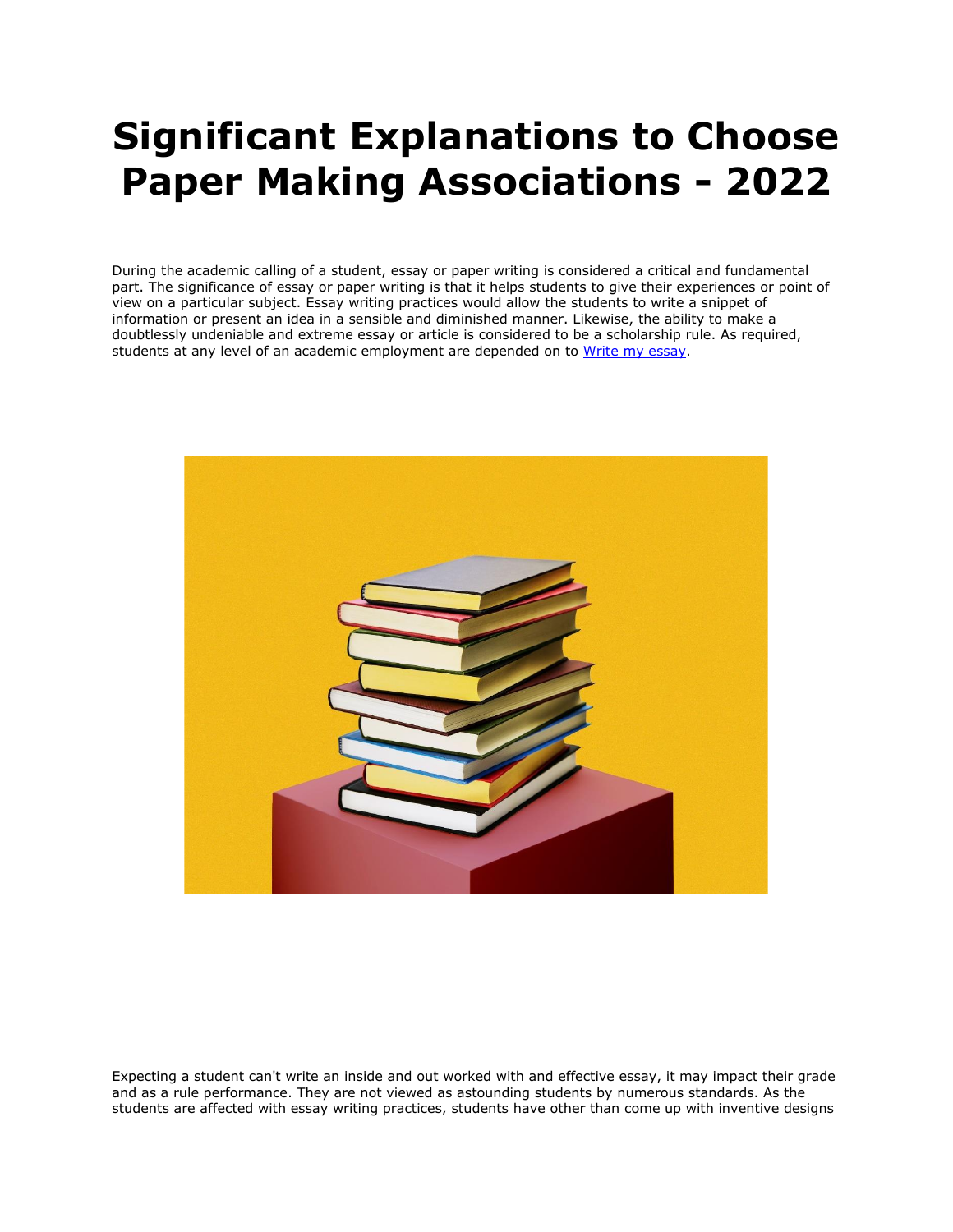# Significant Explanations to Choose Paper Making Associations - 2022

During the academic calling of a student, essay or paper writing is considered a critical and fundamental part. The significance of essay or paper writing is that it helps students to give their experiences or point of view on a particular subject. Essay writing practices would allow the students to write a snippet of information or present an idea in a sensible and diminished manner. Likewise, the ability to make a doubtlessly undeniable and extreme essay or article is considered to be a scholarship rule. As required, students at any level of an academic employment are depended on to [Write my essay](Write my essay).

Expecting a student can't write an inside and out worked with and effective essay, it may impact their grade and as a rule performance. They are not viewed as astounding students by numerous standards. As the students are affected with essay writing practices, students have other than come up with inventive designs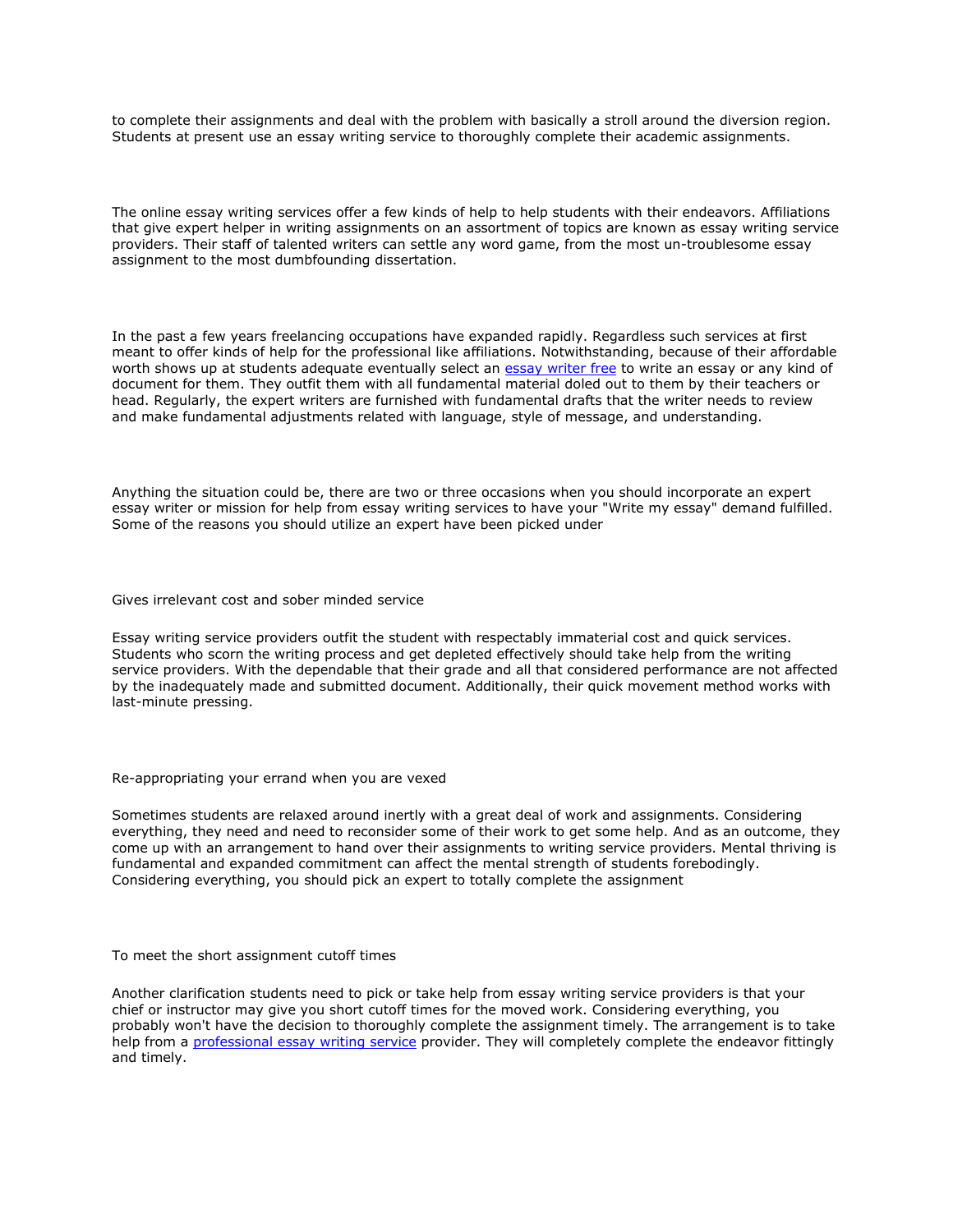to complete their assignments and deal with the problem with basically a stroll around the diversion region. Students at present use an essay writing service to thoroughly complete their academic assignments.

The online essay writing services offer a few kinds of help to help students with their endeavors. Affiliations that give expert helper in writing assignments on an assortment of topics are known as essay writing service providers. Their staff of talented writers can settle any word game, from the most un-troublesome essay assignment to the most dumbfounding dissertation.

In the past a few years freelancing occupations have expanded rapidly. Regardless such services at first meant to offer kinds of help for the professional like affiliations. Notwithstanding, because of their affordable worth shows up at students adequate eventually select an [essay writer free]() to write an essay or any kind of document for them. They outfit them with all fundamental material doled out to them by their teachers or head. Regularly, the expert writers are furnished with fundamental drafts that the writer needs to review and make fundamental adjustments related with language, style of message, and understanding.

Anything the situation could be, there are two or three occasions when you should incorporate an expert essay writer or mission for help from essay writing services to have your "Write my essay" demand fulfilled. Some of the reasons you should utilize an expert have been picked under

Gives irrelevant cost and sober minded service

Essay writing service providers outfit the student with respectably immaterial cost and quick services. Students who scorn the writing process and get depleted effectively should take help from the writing service providers. With the dependable that their grade and all that considered performance are not affected by the inadequately made and submitted document. Additionally, their quick movement method works with last-minute pressing.

Re-appropriating your errand when you are vexed

Sometimes students are relaxed around inertly with a great deal of work and assignments. Considering everything, they need and need to reconsider some of their work to get some help. And as an outcome, they come up with an arrangement to hand over their assignments to writing service providers. Mental thriving is fundamental and expanded commitment can affect the mental strength of students forebodingly. Considering everything, you should pick an expert to totally complete the assignment

To meet the short assignment cutoff times

Another clarification students need to pick or take help from essay writing service providers is that your chief or instructor may give you short cutoff times for the moved work. Considering everything, you probably won't have the decision to thoroughly complete the assignment timely. The arrangement is to take help from a [professional essay writing service]() provider. They will completely complete the endeavor fittingly and timely.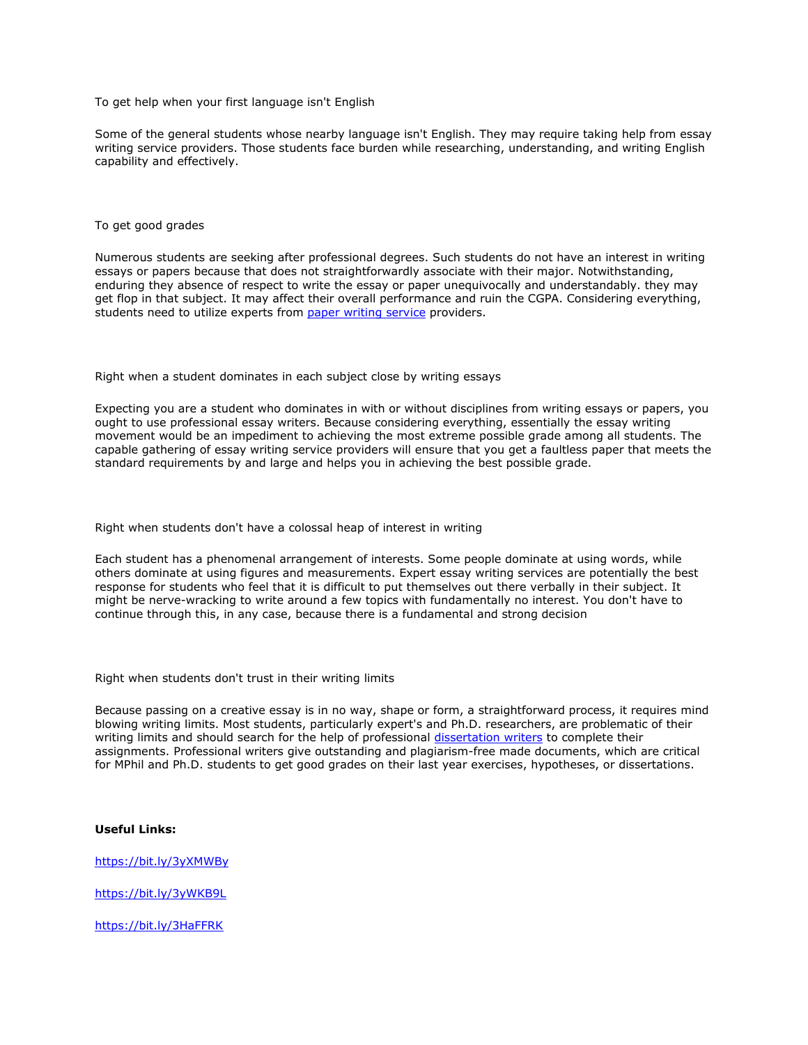To get help when your first language isn't English

Some of the general students whose nearby language isn't English. They may require taking help from essay writing service providers. Those students face burden while researching, understanding, and writing English capability and effectively.

To get good grades

Numerous students are seeking after professional degrees. Such students do not have an interest in writing essays or papers because that does not straightforwardly associate with their major. Notwithstanding, enduring they absence of respect to write the essay or paper unequivocally and understandably. they may get flop in that subject. It may affect their overall performance and ruin the CGPA. Considering everything, students need to utilize experts from [paper writing service]() providers.

Right when a student dominates in each subject close by writing essays

Expecting you are a student who dominates in with or without disciplines from writing essays or papers, you ought to use professional essay writers. Because considering everything, essentially the essay writing movement would be an impediment to achieving the most extreme possible grade among all students. The capable gathering of essay writing service providers will ensure that you get a faultless paper that meets the standard requirements by and large and helps you in achieving the best possible grade.

Right when students don't have a colossal heap of interest in writing

Each student has a phenomenal arrangement of interests. Some people dominate at using words, while others dominate at using figures and measurements. Expert essay writing services are potentially the best response for students who feel that it is difficult to put themselves out there verbally in their subject. It might be nerve-wracking to write around a few topics with fundamentally no interest. You don't have to continue through this, in any case, because there is a fundamental and strong decision

Right when students don't trust in their writing limits

Because passing on a creative essay is in no way, shape or form, a straightforward process, it requires mind blowing writing limits. Most students, particularly expert's and Ph.D. researchers, are problematic of their writing limits and should search for the help of professional [dissertation writers]() to complete their assignments. Professional writers give outstanding and plagiarism-free made documents, which are critical for MPhil and Ph.D. students to get good grades on their last year exercises, hypotheses, or dissertations.

**Useful Links:**

https://bit.ly/3yXMWBy

https://bit.ly/3yWKB9L

https://bit.ly/3HaFFRK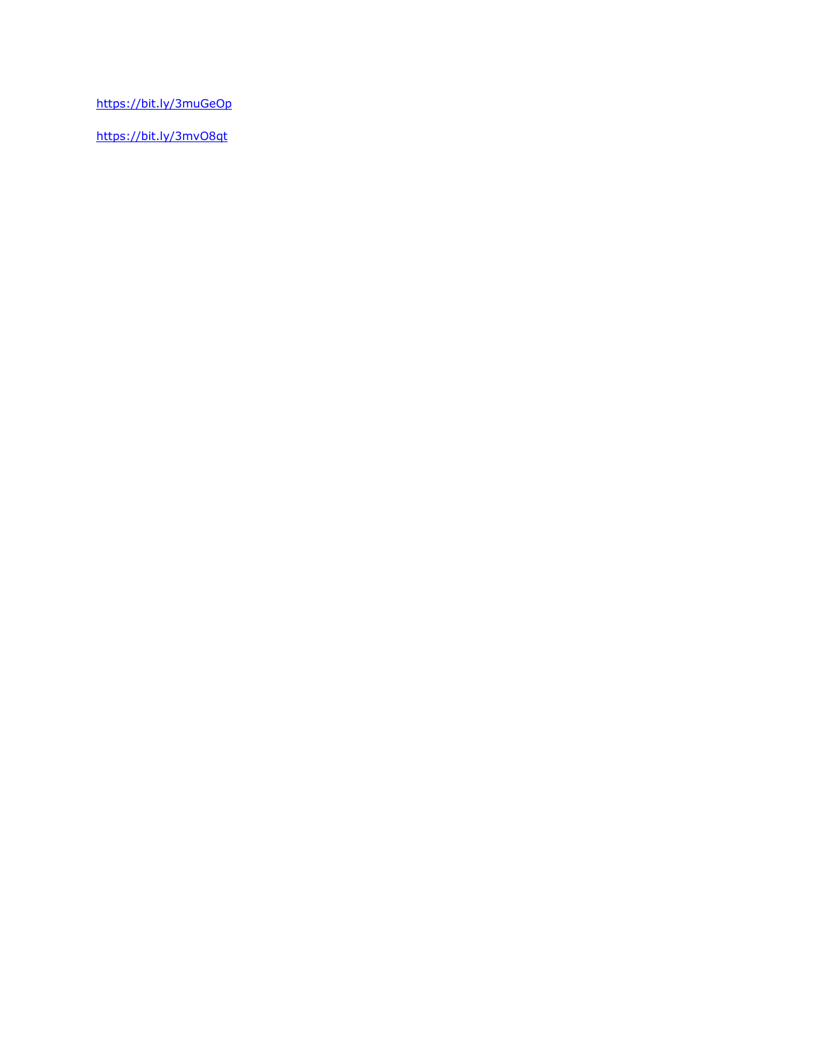https://bit.ly/3muGeOp

https://bit.ly/3mvO8qt